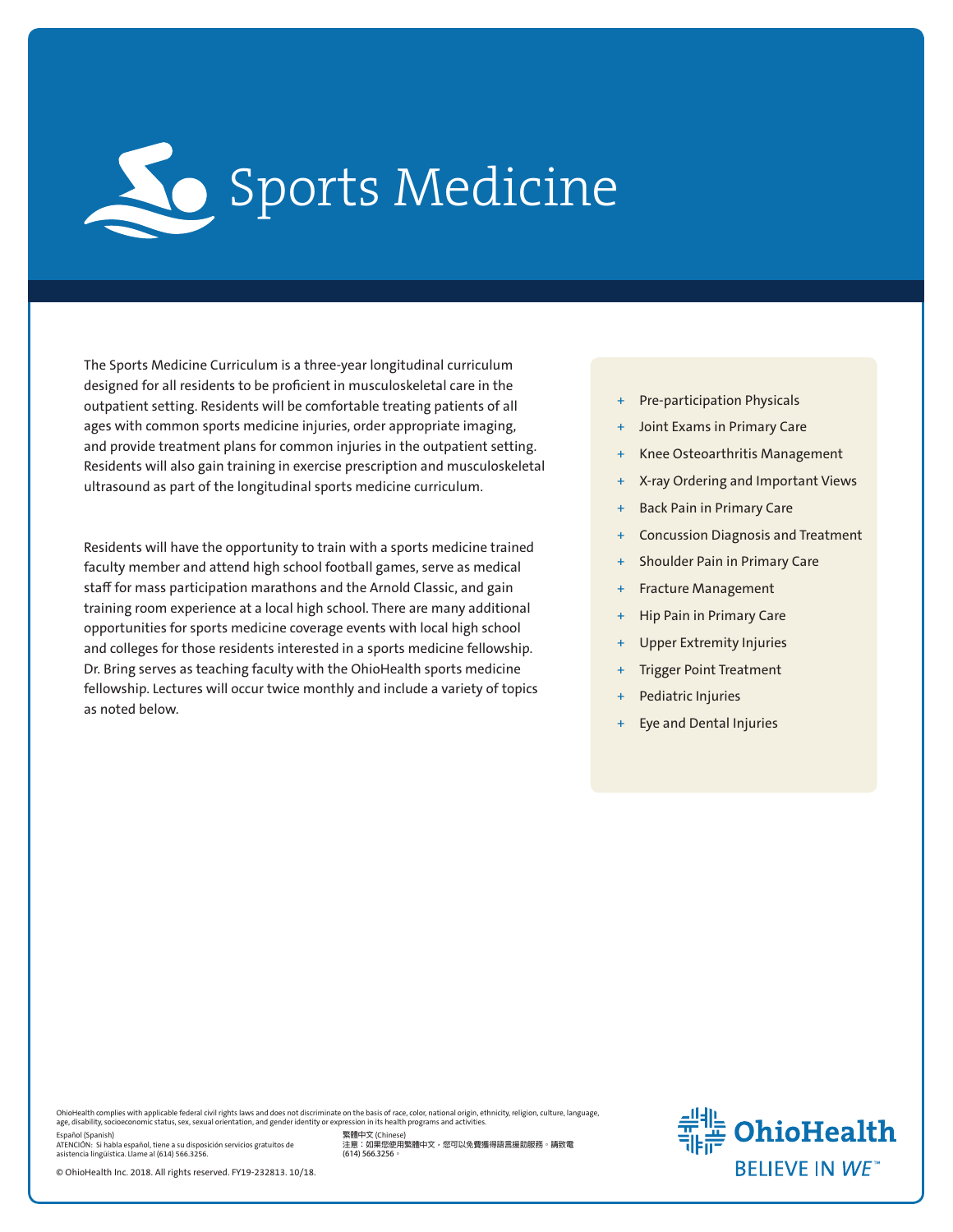# Sports Medicine

The Sports Medicine Curriculum is a three-year longitudinal curriculum designed for all residents to be proficient in musculoskeletal care in the outpatient setting. Residents will be comfortable treating patients of all ages with common sports medicine injuries, order appropriate imaging, and provide treatment plans for common injuries in the outpatient setting. Residents will also gain training in exercise prescription and musculoskeletal ultrasound as part of the longitudinal sports medicine curriculum.

Residents will have the opportunity to train with a sports medicine trained faculty member and attend high school football games, serve as medical staff for mass participation marathons and the Arnold Classic, and gain training room experience at a local high school. There are many additional opportunities for sports medicine coverage events with local high school and colleges for those residents interested in a sports medicine fellowship. Dr. Bring serves as teaching faculty with the OhioHealth sports medicine fellowship. Lectures will occur twice monthly and include a variety of topics as noted below.

- Pre-participation Physicals
- Joint Exams in Primary Care
- Knee Osteoarthritis Management
- X-ray Ordering and Important Views
- Back Pain in Primary Care
- Concussion Diagnosis and Treatment
- Shoulder Pain in Primary Care
- Fracture Management
- Hip Pain in Primary Care
- Upper Extremity Injuries
- Trigger Point Treatment
- Pediatric Injuries
- Eye and Dental Injuries

OhioHealth complies with applicable federal civil rights laws and does not discriminate on the basis of race, color, national origin, ethnicity, religion, culture, language, age, disability, socioeconomic status, sex, sexual orientation, and gender identity or expression in its health programs and activities.

Español (Spanish)
ATENCIÓN: Si habla español, tiene a su disposición servicios gratuitos de asistencia lingüística. Llame al (614) 566.3256.

繁體中文 (Chinese)
注意：如果您使用繁體中文，您可以免費獲得語言援助服務。請致電 (614) 566.3256。

© OhioHealth Inc. 2018. All rights reserved. FY19-232813. 10/18.

OhioHealth
BELIEVE IN WE™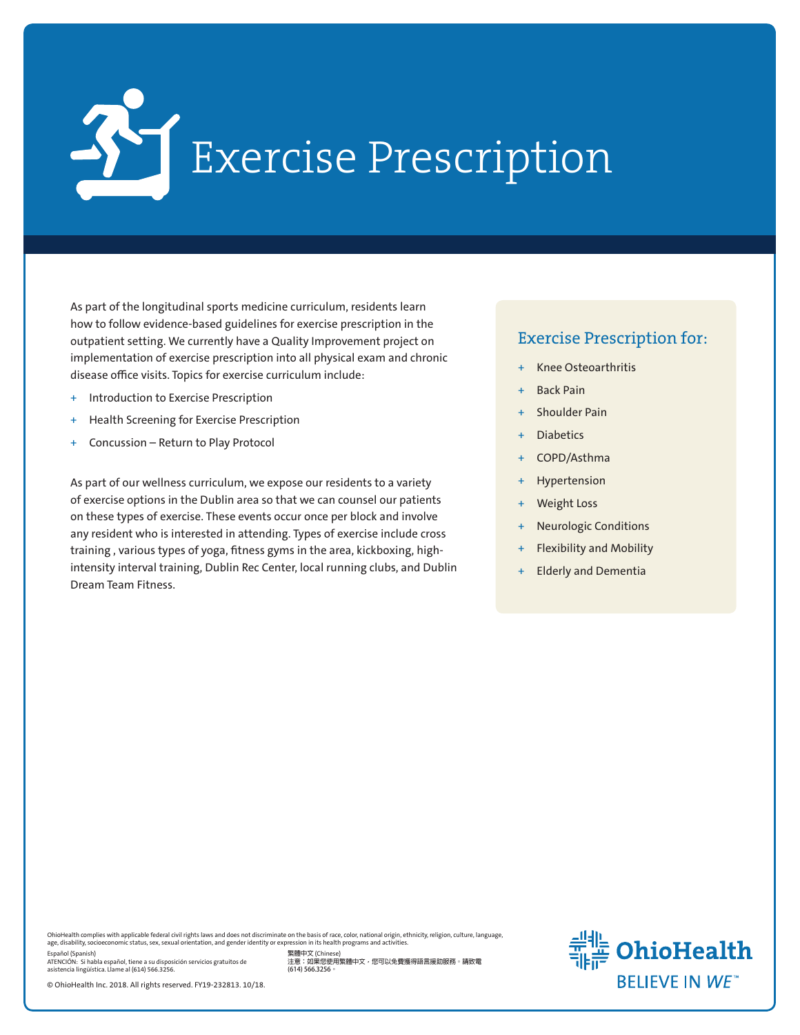# Exercise Prescription

As part of the longitudinal sports medicine curriculum, residents learn how to follow evidence-based guidelines for exercise prescription in the outpatient setting. We currently have a Quality Improvement project on implementation of exercise prescription into all physical exam and chronic disease office visits. Topics for exercise curriculum include:

- Introduction to Exercise Prescription
- Health Screening for Exercise Prescription
- Concussion – Return to Play Protocol

As part of our wellness curriculum, we expose our residents to a variety of exercise options in the Dublin area so that we can counsel our patients on these types of exercise. These events occur once per block and involve any resident who is interested in attending. Types of exercise include cross training , various types of yoga, fitness gyms in the area, kickboxing, high-intensity interval training, Dublin Rec Center, local running clubs, and Dublin Dream Team Fitness.

## Exercise Prescription for:

- Knee Osteoarthritis
- Back Pain
- Shoulder Pain
- Diabetics
- COPD/Asthma
- Hypertension
- Weight Loss
- Neurologic Conditions
- Flexibility and Mobility
- Elderly and Dementia

OhioHealth complies with applicable federal civil rights laws and does not discriminate on the basis of race, color, national origin, ethnicity, religion, culture, language, age, disability, socioeconomic status, sex, sexual orientation, and gender identity or expression in its health programs and activities.

Español (Spanish)
ATENCIÓN: Si habla español, tiene a su disposición servicios gratuitos de asistencia lingüística. Llame al (614) 566.3256.

繁體中文 (Chinese)
注意：如果您使用繁體中文，您可以免費獲得語言援助服務。請致電 (614) 566.3256。

© OhioHealth Inc. 2018. All rights reserved. FY19-232813. 10/18.

OhioHealth
BELIEVE IN WE™